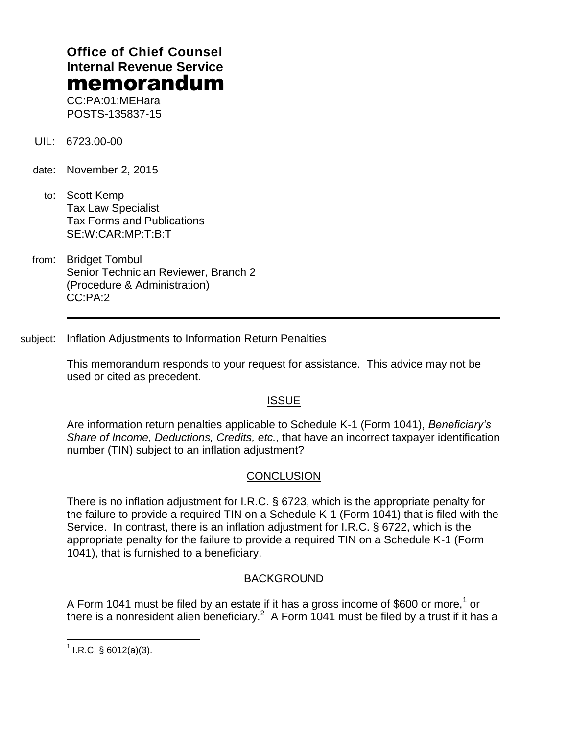**Office of Chief Counsel**
**Internal Revenue Service**
# memorandum

CC:PA:01:MEHara
POSTS-135837-15

UIL: 6723.00-00

date: November 2, 2015

to: Scott Kemp
Tax Law Specialist
Tax Forms and Publications
SE:W:CAR:MP:T:B:T

from: Bridget Tombul
Senior Technician Reviewer, Branch 2
(Procedure & Administration)
CC:PA:2

---

subject: Inflation Adjustments to Information Return Penalties

This memorandum responds to your request for assistance. This advice may not be used or cited as precedent.

## ISSUE

Are information return penalties applicable to Schedule K-1 (Form 1041), *Beneficiary's Share of Income, Deductions, Credits, etc.*, that have an incorrect taxpayer identification number (TIN) subject to an inflation adjustment?

## CONCLUSION

There is no inflation adjustment for I.R.C. § 6723, which is the appropriate penalty for the failure to provide a required TIN on a Schedule K-1 (Form 1041) that is filed with the Service. In contrast, there is an inflation adjustment for I.R.C. § 6722, which is the appropriate penalty for the failure to provide a required TIN on a Schedule K-1 (Form 1041), that is furnished to a beneficiary.

## BACKGROUND

A Form 1041 must be filed by an estate if it has a gross income of \$600 or more,[1] or there is a nonresident alien beneficiary.[2] A Form 1041 must be filed by a trust if it has a

---

[1] I.R.C. § 6012(a)(3).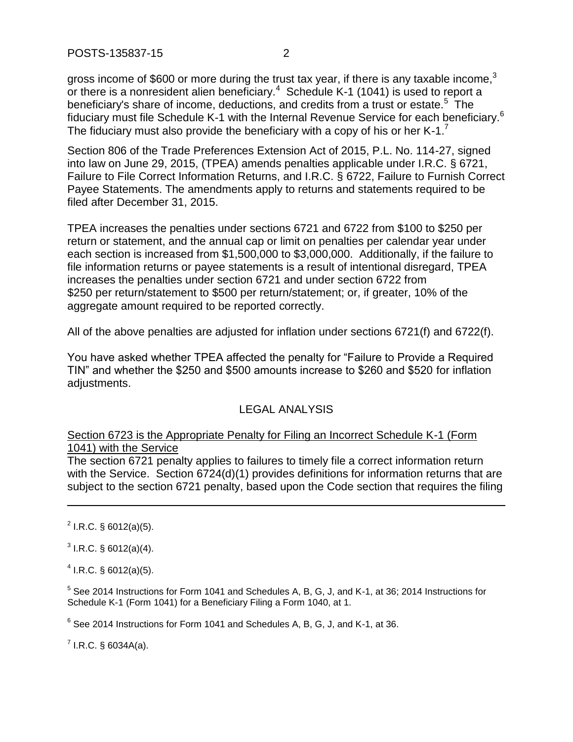gross income of $600 or more during the trust tax year, if there is any taxable income,[3] or there is a nonresident alien beneficiary.[4] Schedule K-1 (1041) is used to report a beneficiary's share of income, deductions, and credits from a trust or estate.[5] The fiduciary must file Schedule K-1 with the Internal Revenue Service for each beneficiary.[6] The fiduciary must also provide the beneficiary with a copy of his or her K-1.[7]

Section 806 of the Trade Preferences Extension Act of 2015, P.L. No. 114-27, signed into law on June 29, 2015, (TPEA) amends penalties applicable under I.R.C. § 6721, Failure to File Correct Information Returns, and I.R.C. § 6722, Failure to Furnish Correct Payee Statements. The amendments apply to returns and statements required to be filed after December 31, 2015.

TPEA increases the penalties under sections 6721 and 6722 from $100 to $250 per return or statement, and the annual cap or limit on penalties per calendar year under each section is increased from $1,500,000 to $3,000,000. Additionally, if the failure to file information returns or payee statements is a result of intentional disregard, TPEA increases the penalties under section 6721 and under section 6722 from $250 per return/statement to $500 per return/statement; or, if greater, 10% of the aggregate amount required to be reported correctly.

All of the above penalties are adjusted for inflation under sections 6721(f) and 6722(f).

You have asked whether TPEA affected the penalty for "Failure to Provide a Required TIN" and whether the $250 and $500 amounts increase to $260 and $520 for inflation adjustments.

## LEGAL ANALYSIS

Section 6723 is the Appropriate Penalty for Filing an Incorrect Schedule K-1 (Form 1041) with the Service

The section 6721 penalty applies to failures to timely file a correct information return with the Service. Section 6724(d)(1) provides definitions for information returns that are subject to the section 6721 penalty, based upon the Code section that requires the filing

---

[2] I.R.C. § 6012(a)(5).

[3] I.R.C. § 6012(a)(4).

[4] I.R.C. § 6012(a)(5).

[5] See 2014 Instructions for Form 1041 and Schedules A, B, G, J, and K-1, at 36; 2014 Instructions for Schedule K-1 (Form 1041) for a Beneficiary Filing a Form 1040, at 1.

[6] See 2014 Instructions for Form 1041 and Schedules A, B, G, J, and K-1, at 36.

[7] I.R.C. § 6034A(a).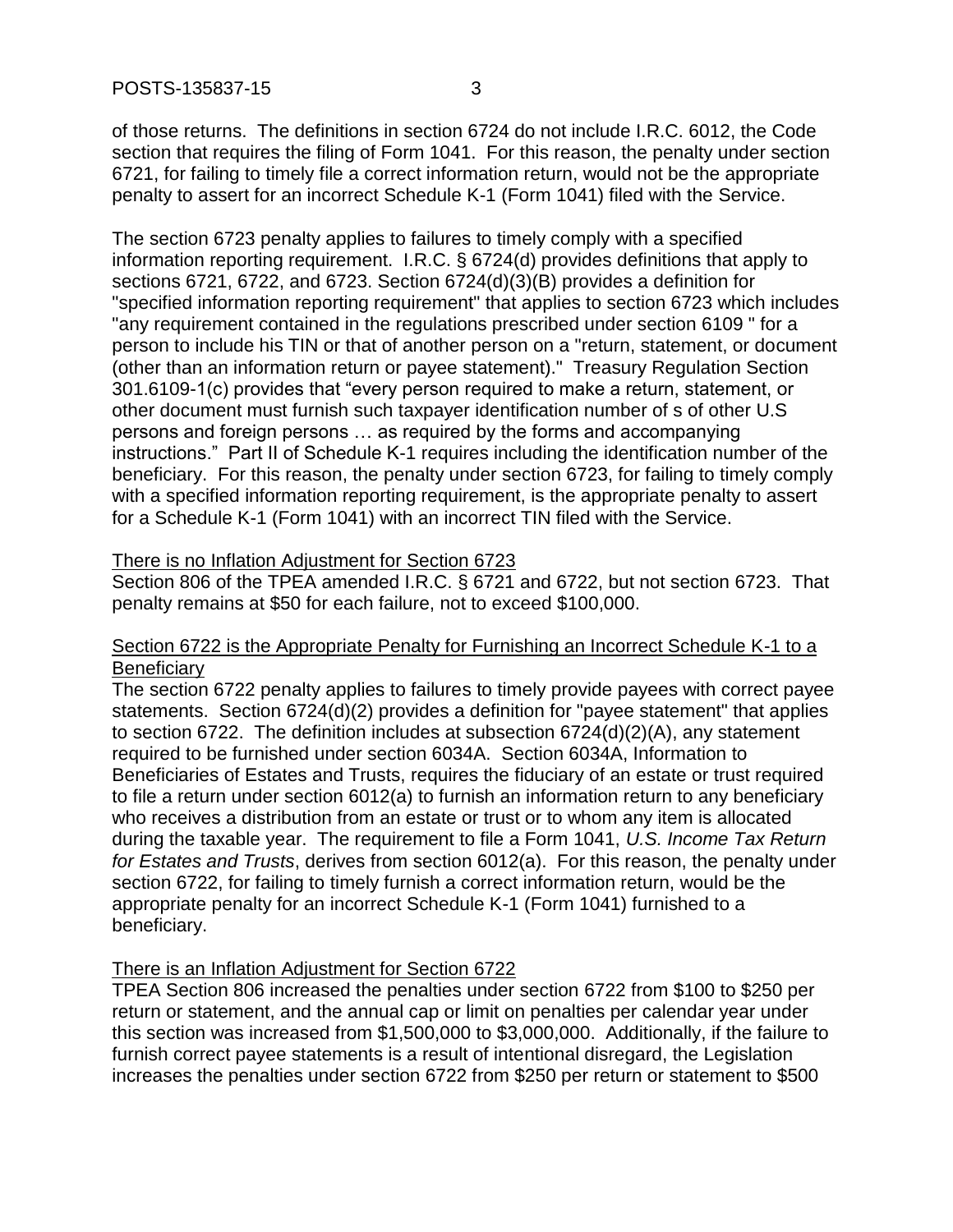of those returns. The definitions in section 6724 do not include I.R.C. 6012, the Code section that requires the filing of Form 1041. For this reason, the penalty under section 6721, for failing to timely file a correct information return, would not be the appropriate penalty to assert for an incorrect Schedule K-1 (Form 1041) filed with the Service.

The section 6723 penalty applies to failures to timely comply with a specified information reporting requirement. I.R.C. § 6724(d) provides definitions that apply to sections 6721, 6722, and 6723. Section 6724(d)(3)(B) provides a definition for "specified information reporting requirement" that applies to section 6723 which includes "any requirement contained in the regulations prescribed under section 6109 " for a person to include his TIN or that of another person on a "return, statement, or document (other than an information return or payee statement)." Treasury Regulation Section 301.6109-1(c) provides that "every person required to make a return, statement, or other document must furnish such taxpayer identification number of s of other U.S persons and foreign persons … as required by the forms and accompanying instructions." Part II of Schedule K-1 requires including the identification number of the beneficiary. For this reason, the penalty under section 6723, for failing to timely comply with a specified information reporting requirement, is the appropriate penalty to assert for a Schedule K-1 (Form 1041) with an incorrect TIN filed with the Service.

<u>There is no Inflation Adjustment for Section 6723</u>

Section 806 of the TPEA amended I.R.C. § 6721 and 6722, but not section 6723. That penalty remains at $50 for each failure, not to exceed $100,000.

<u>Section 6722 is the Appropriate Penalty for Furnishing an Incorrect Schedule K-1 to a Beneficiary</u>

The section 6722 penalty applies to failures to timely provide payees with correct payee statements. Section 6724(d)(2) provides a definition for "payee statement" that applies to section 6722. The definition includes at subsection 6724(d)(2)(A), any statement required to be furnished under section 6034A. Section 6034A, Information to Beneficiaries of Estates and Trusts, requires the fiduciary of an estate or trust required to file a return under section 6012(a) to furnish an information return to any beneficiary who receives a distribution from an estate or trust or to whom any item is allocated during the taxable year. The requirement to file a Form 1041, *U.S. Income Tax Return for Estates and Trusts*, derives from section 6012(a). For this reason, the penalty under section 6722, for failing to timely furnish a correct information return, would be the appropriate penalty for an incorrect Schedule K-1 (Form 1041) furnished to a beneficiary.

<u>There is an Inflation Adjustment for Section 6722</u>

TPEA Section 806 increased the penalties under section 6722 from $100 to $250 per return or statement, and the annual cap or limit on penalties per calendar year under this section was increased from $1,500,000 to $3,000,000. Additionally, if the failure to furnish correct payee statements is a result of intentional disregard, the Legislation increases the penalties under section 6722 from $250 per return or statement to $500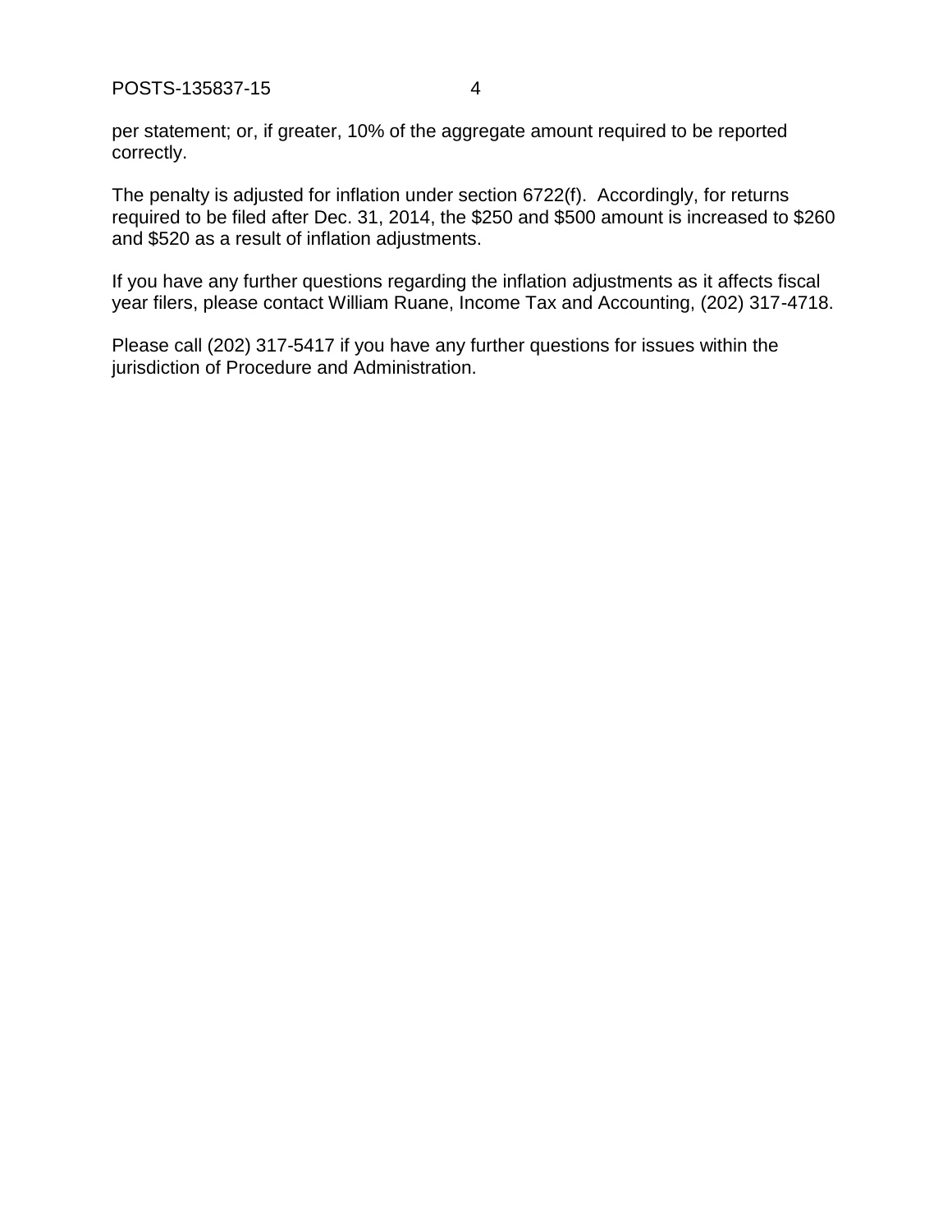per statement; or, if greater, 10% of the aggregate amount required to be reported correctly.

The penalty is adjusted for inflation under section 6722(f).  Accordingly, for returns required to be filed after Dec. 31, 2014, the $250 and $500 amount is increased to $260 and $520 as a result of inflation adjustments.

If you have any further questions regarding the inflation adjustments as it affects fiscal year filers, please contact William Ruane, Income Tax and Accounting, (202) 317-4718.

Please call (202) 317-5417 if you have any further questions for issues within the jurisdiction of Procedure and Administration.